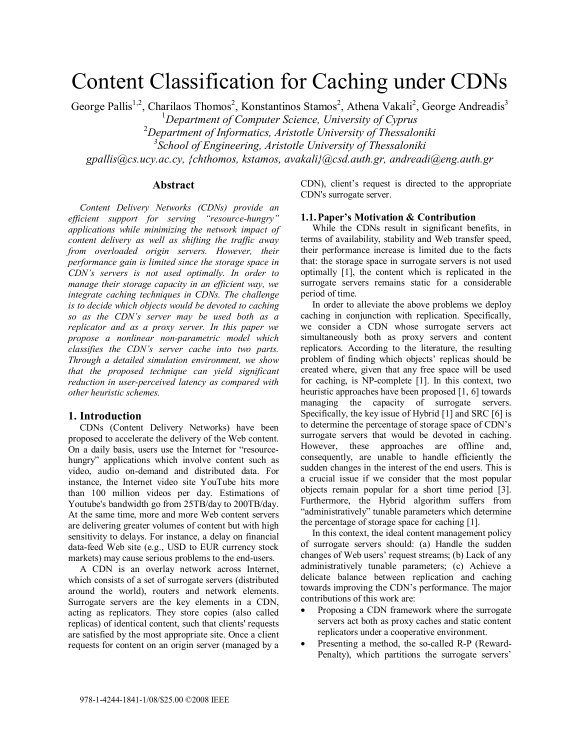# Content Classification for Caching under CDNs

George Pallis[1,2], Charilaos Thomos[2], Konstantinos Stamos[2], Athena Vakali[2], George Andreadis[3]

[1]*Department of Computer Science, University of Cyprus*

[2]*Department of Informatics, Aristotle University of Thessaloniki*

[3]*School of Engineering, Aristotle University of Thessaloniki*

*gpallis@cs.ucy.ac.cy, {chthomos, kstamos, avakali}@csd.auth.gr, andreadi@eng.auth.gr*

## Abstract

*Content Delivery Networks (CDNs) provide an efficient support for serving "resource-hungry" applications while minimizing the network impact of content delivery as well as shifting the traffic away from overloaded origin servers. However, their performance gain is limited since the storage space in CDN's servers is not used optimally. In order to manage their storage capacity in an efficient way, we integrate caching techniques in CDNs. The challenge is to decide which objects would be devoted to caching so as the CDN's server may be used both as a replicator and as a proxy server. In this paper we propose a nonlinear non-parametric model which classifies the CDN's server cache into two parts. Through a detailed simulation environment, we show that the proposed technique can yield significant reduction in user-perceived latency as compared with other heuristic schemes.*

## 1. Introduction

CDNs (Content Delivery Networks) have been proposed to accelerate the delivery of the Web content. On a daily basis, users use the Internet for "resource-hungry" applications which involve content such as video, audio on-demand and distributed data. For instance, the Internet video site YouTube hits more than 100 million videos per day. Estimations of Youtube's bandwidth go from 25TB/day to 200TB/day. At the same time, more and more Web content servers are delivering greater volumes of content but with high sensitivity to delays. For instance, a delay on financial data-feed Web site (e.g., USD to EUR currency stock markets) may cause serious problems to the end-users.

A CDN is an overlay network across Internet, which consists of a set of surrogate servers (distributed around the world), routers and network elements. Surrogate servers are the key elements in a CDN, acting as replicators. They store copies (also called replicas) of identical content, such that clients' requests are satisfied by the most appropriate site. Once a client requests for content on an origin server (managed by a CDN), client's request is directed to the appropriate CDN's surrogate server.

### 1.1. Paper's Motivation & Contribution

While the CDNs result in significant benefits, in terms of availability, stability and Web transfer speed, their performance increase is limited due to the facts that: the storage space in surrogate servers is not used optimally [1], the content which is replicated in the surrogate servers remains static for a considerable period of time.

In order to alleviate the above problems we deploy caching in conjunction with replication. Specifically, we consider a CDN whose surrogate servers act simultaneously both as proxy servers and content replicators. According to the literature, the resulting problem of finding which objects' replicas should be created where, given that any free space will be used for caching, is NP-complete [1]. In this context, two heuristic approaches have been proposed [1, 6] towards managing the capacity of surrogate servers. Specifically, the key issue of Hybrid [1] and SRC [6] is to determine the percentage of storage space of CDN's surrogate servers that would be devoted in caching. However, these approaches are offline and, consequently, are unable to handle efficiently the sudden changes in the interest of the end users. This is a crucial issue if we consider that the most popular objects remain popular for a short time period [3]. Furthermore, the Hybrid algorithm suffers from "administratively" tunable parameters which determine the percentage of storage space for caching [1].

In this context, the ideal content management policy of surrogate servers should: (a) Handle the sudden changes of Web users' request streams; (b) Lack of any administratively tunable parameters; (c) Achieve a delicate balance between replication and caching towards improving the CDN's performance. The major contributions of this work are:

- Proposing a CDN framework where the surrogate servers act both as proxy caches and static content replicators under a cooperative environment.
- Presenting a method, the so-called R-P (Reward-Penalty), which partitions the surrogate servers'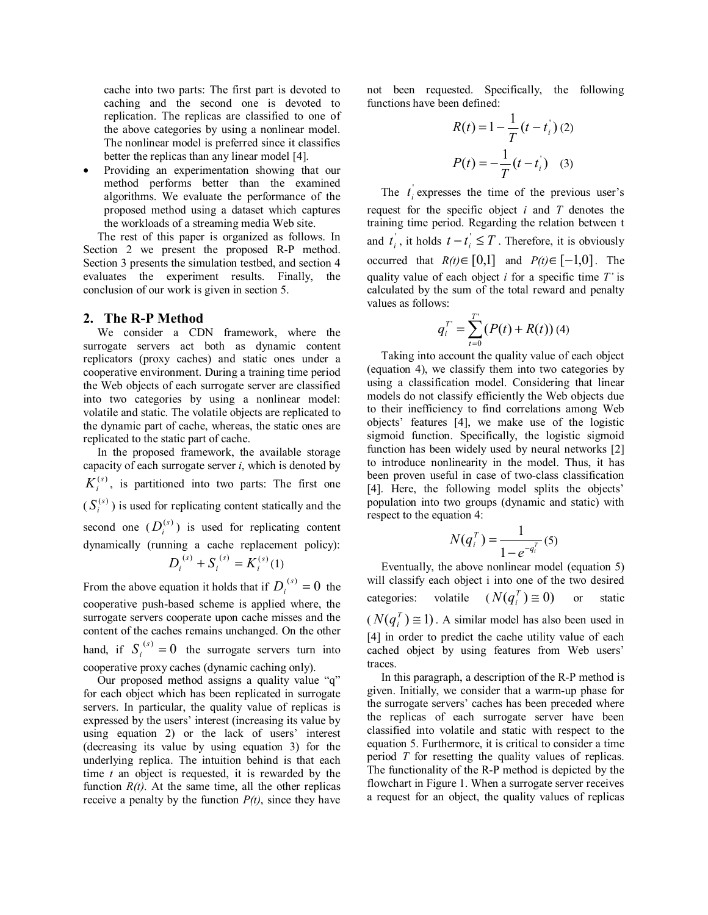cache into two parts: The first part is devoted to caching and the second one is devoted to replication. The replicas are classified to one of the above categories by using a nonlinear model. The nonlinear model is preferred since it classifies better the replicas than any linear model [4].

- Providing an experimentation showing that our method performs better than the examined algorithms. We evaluate the performance of the proposed method using a dataset which captures the workloads of a streaming media Web site.

The rest of this paper is organized as follows. In Section 2 we present the proposed R-P method. Section 3 presents the simulation testbed, and section 4 evaluates the experiment results. Finally, the conclusion of our work is given in section 5.

## 2. The R-P Method

We consider a CDN framework, where the surrogate servers act both as dynamic content replicators (proxy caches) and static ones under a cooperative environment. During a training time period the Web objects of each surrogate server are classified into two categories by using a nonlinear model: volatile and static. The volatile objects are replicated to the dynamic part of cache, whereas, the static ones are replicated to the static part of cache.

In the proposed framework, the available storage capacity of each surrogate server *i*, which is denoted by $K_i^{(s)}$, is partitioned into two parts: The first one ($S_i^{(s)}$) is used for replicating content statically and the second one ($D_i^{(s)}$) is used for replicating content dynamically (running a cache replacement policy):

$$D_i^{(s)} + S_i^{(s)} = K_i^{(s)} \quad (1)$$

From the above equation it holds that if $D_i^{(s)} = 0$ the cooperative push-based scheme is applied where, the surrogate servers cooperate upon cache misses and the content of the caches remains unchanged. On the other hand, if $S_i^{(s)} = 0$ the surrogate servers turn into cooperative proxy caches (dynamic caching only).

Our proposed method assigns a quality value "q" for each object which has been replicated in surrogate servers. In particular, the quality value of replicas is expressed by the users' interest (increasing its value by using equation 2) or the lack of users' interest (decreasing its value by using equation 3) for the underlying replica. The intuition behind is that each time *t* an object is requested, it is rewarded by the function *R(t)*. At the same time, all the other replicas receive a penalty by the function *P(t)*, since they have not been requested. Specifically, the following functions have been defined:

$$R(t) = 1 - \frac{1}{T}(t - t_i^{'}) \quad (2)$$

$$P(t) = -\frac{1}{T}(t - t_i^{'}) \quad (3)$$

The $t_i^{'}$ expresses the time of the previous user's request for the specific object *i* and *T* denotes the training time period. Regarding the relation between t and $t_i^{'}$, it holds $t - t_i^{'} \leq T$. Therefore, it is obviously occurred that $R(t) \in [0,1]$ and $P(t) \in [-1,0]$. The quality value of each object *i* for a specific time *T'* is calculated by the sum of the total reward and penalty values as follows:

$$q_i^{T'} = \sum_{t=0}^{T'} (P(t) + R(t)) \quad (4)$$

Taking into account the quality value of each object (equation 4), we classify them into two categories by using a classification model. Considering that linear models do not classify efficiently the Web objects due to their inefficiency to find correlations among Web objects' features [4], we make use of the logistic sigmoid function. Specifically, the logistic sigmoid function has been widely used by neural networks [2] to introduce nonlinearity in the model. Thus, it has been proven useful in case of two-class classification [4]. Here, the following model splits the objects' population into two groups (dynamic and static) with respect to the equation 4:

$$N(q_i^T) = \frac{1}{1 - e^{-q_i^T}} \quad (5)$$

Eventually, the above nonlinear model (equation 5) will classify each object i into one of the two desired categories: volatile ($N(q_i^T) \cong 0$) or static ($N(q_i^T) \cong 1$). A similar model has also been used in [4] in order to predict the cache utility value of each cached object by using features from Web users' traces.

In this paragraph, a description of the R-P method is given. Initially, we consider that a warm-up phase for the surrogate servers' caches has been preceded where the replicas of each surrogate server have been classified into volatile and static with respect to the equation 5. Furthermore, it is critical to consider a time period *T* for resetting the quality values of replicas. The functionality of the R-P method is depicted by the flowchart in Figure 1. When a surrogate server receives a request for an object, the quality values of replicas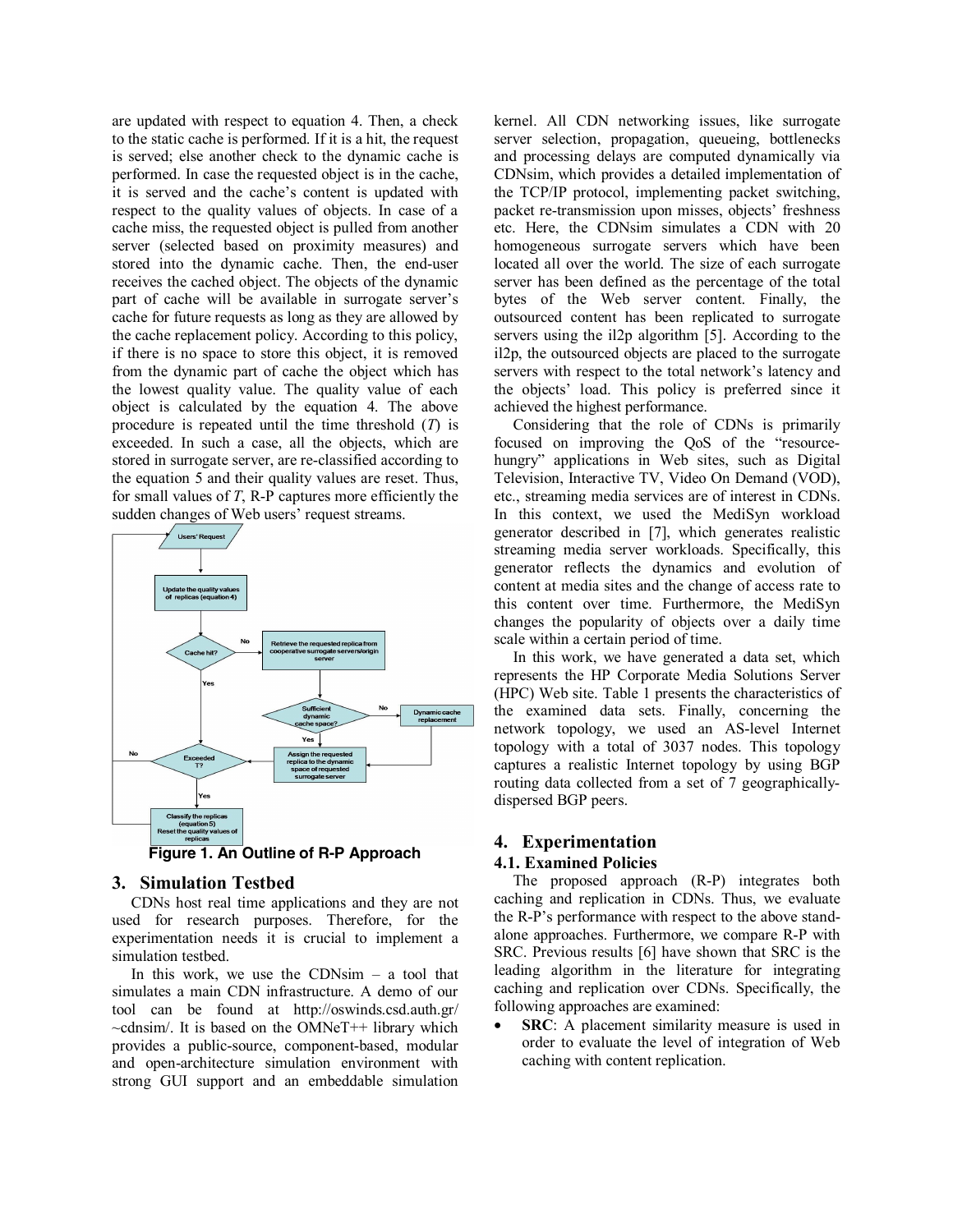are updated with respect to equation 4. Then, a check to the static cache is performed. If it is a hit, the request is served; else another check to the dynamic cache is performed. In case the requested object is in the cache, it is served and the cache's content is updated with respect to the quality values of objects. In case of a cache miss, the requested object is pulled from another server (selected based on proximity measures) and stored into the dynamic cache. Then, the end-user receives the cached object. The objects of the dynamic part of cache will be available in surrogate server's cache for future requests as long as they are allowed by the cache replacement policy. According to this policy, if there is no space to store this object, it is removed from the dynamic part of cache the object which has the lowest quality value. The quality value of each object is calculated by the equation 4. The above procedure is repeated until the time threshold (*T*) is exceeded. In such a case, all the objects, which are stored in surrogate server, are re-classified according to the equation 5 and their quality values are reset. Thus, for small values of *T*, R-P captures more efficiently the sudden changes of Web users' request streams.

**Figure 1. An Outline of R-P Approach**

## 3. Simulation Testbed

CDNs host real time applications and they are not used for research purposes. Therefore, for the experimentation needs it is crucial to implement a simulation testbed.

In this work, we use the CDNsim – a tool that simulates a main CDN infrastructure. A demo of our tool can be found at http://oswinds.csd.auth.gr/~cdnsim/. It is based on the OMNeT++ library which provides a public-source, component-based, modular and open-architecture simulation environment with strong GUI support and an embeddable simulation kernel. All CDN networking issues, like surrogate server selection, propagation, queueing, bottlenecks and processing delays are computed dynamically via CDNsim, which provides a detailed implementation of the TCP/IP protocol, implementing packet switching, packet re-transmission upon misses, objects' freshness etc. Here, the CDNsim simulates a CDN with 20 homogeneous surrogate servers which have been located all over the world. The size of each surrogate server has been defined as the percentage of the total bytes of the Web server content. Finally, the outsourced content has been replicated to surrogate servers using the il2p algorithm [5]. According to the il2p, the outsourced objects are placed to the surrogate servers with respect to the total network's latency and the objects' load. This policy is preferred since it achieved the highest performance.

Considering that the role of CDNs is primarily focused on improving the QoS of the "resource-hungry" applications in Web sites, such as Digital Television, Interactive TV, Video On Demand (VOD), etc., streaming media services are of interest in CDNs. In this context, we used the MediSyn workload generator described in [7], which generates realistic streaming media server workloads. Specifically, this generator reflects the dynamics and evolution of content at media sites and the change of access rate to this content over time. Furthermore, the MediSyn changes the popularity of objects over a daily time scale within a certain period of time.

In this work, we have generated a data set, which represents the HP Corporate Media Solutions Server (HPC) Web site. Table 1 presents the characteristics of the examined data sets. Finally, concerning the network topology, we used an AS-level Internet topology with a total of 3037 nodes. This topology captures a realistic Internet topology by using BGP routing data collected from a set of 7 geographically-dispersed BGP peers.

## 4. Experimentation

### 4.1. Examined Policies

The proposed approach (R-P) integrates both caching and replication in CDNs. Thus, we evaluate the R-P's performance with respect to the above stand-alone approaches. Furthermore, we compare R-P with SRC. Previous results [6] have shown that SRC is the leading algorithm in the literature for integrating caching and replication over CDNs. Specifically, the following approaches are examined:

- **SRC**: A placement similarity measure is used in order to evaluate the level of integration of Web caching with content replication.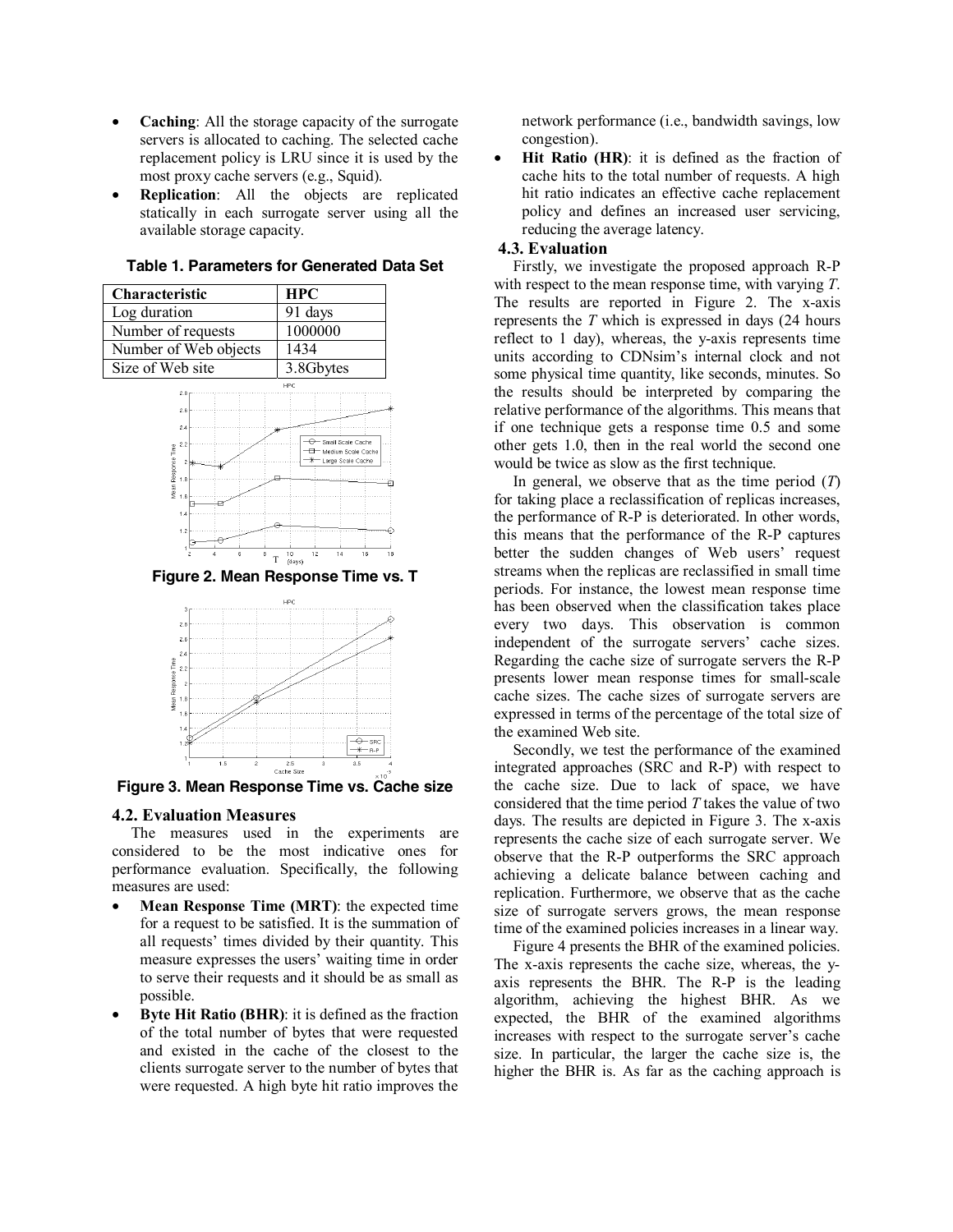- **Caching**: All the storage capacity of the surrogate servers is allocated to caching. The selected cache replacement policy is LRU since it is used by the most proxy cache servers (e.g., Squid).
- **Replication**: All the objects are replicated statically in each surrogate server using all the available storage capacity.

**Table 1. Parameters for Generated Data Set**

| Characteristic | HPC |
|---|---|
| Log duration | 91 days |
| Number of requests | 1000000 |
| Number of Web objects | 1434 |
| Size of Web site | 3.8Gbytes |

**Figure 2. Mean Response Time vs. T**

**Figure 3. Mean Response Time vs. Cache size**

### 4.2. Evaluation Measures

The measures used in the experiments are considered to be the most indicative ones for performance evaluation. Specifically, the following measures are used:

- **Mean Response Time (MRT)**: the expected time for a request to be satisfied. It is the summation of all requests' times divided by their quantity. This measure expresses the users' waiting time in order to serve their requests and it should be as small as possible.
- **Byte Hit Ratio (BHR)**: it is defined as the fraction of the total number of bytes that were requested and existed in the cache of the closest to the clients surrogate server to the number of bytes that were requested. A high byte hit ratio improves the network performance (i.e., bandwidth savings, low congestion).
- **Hit Ratio (HR)**: it is defined as the fraction of cache hits to the total number of requests. A high hit ratio indicates an effective cache replacement policy and defines an increased user servicing, reducing the average latency.

### 4.3. Evaluation

Firstly, we investigate the proposed approach R-P with respect to the mean response time, with varying $T$. The results are reported in Figure 2. The x-axis represents the $T$ which is expressed in days (24 hours reflect to 1 day), whereas, the y-axis represents time units according to CDNsim's internal clock and not some physical time quantity, like seconds, minutes. So the results should be interpreted by comparing the relative performance of the algorithms. This means that if one technique gets a response time 0.5 and some other gets 1.0, then in the real world the second one would be twice as slow as the first technique.

In general, we observe that as the time period ($T$) for taking place a reclassification of replicas increases, the performance of R-P is deteriorated. In other words, this means that the performance of the R-P captures better the sudden changes of Web users' request streams when the replicas are reclassified in small time periods. For instance, the lowest mean response time has been observed when the classification takes place every two days. This observation is common independent of the surrogate servers' cache sizes. Regarding the cache size of surrogate servers the R-P presents lower mean response times for small-scale cache sizes. The cache sizes of surrogate servers are expressed in terms of the percentage of the total size of the examined Web site.

Secondly, we test the performance of the examined integrated approaches (SRC and R-P) with respect to the cache size. Due to lack of space, we have considered that the time period $T$ takes the value of two days. The results are depicted in Figure 3. The x-axis represents the cache size of each surrogate server. We observe that the R-P outperforms the SRC approach achieving a delicate balance between caching and replication. Furthermore, we observe that as the cache size of surrogate servers grows, the mean response time of the examined policies increases in a linear way.

Figure 4 presents the BHR of the examined policies. The x-axis represents the cache size, whereas, the y-axis represents the BHR. The R-P is the leading algorithm, achieving the highest BHR. As we expected, the BHR of the examined algorithms increases with respect to the surrogate server's cache size. In particular, the larger the cache size is, the higher the BHR is. As far as the caching approach is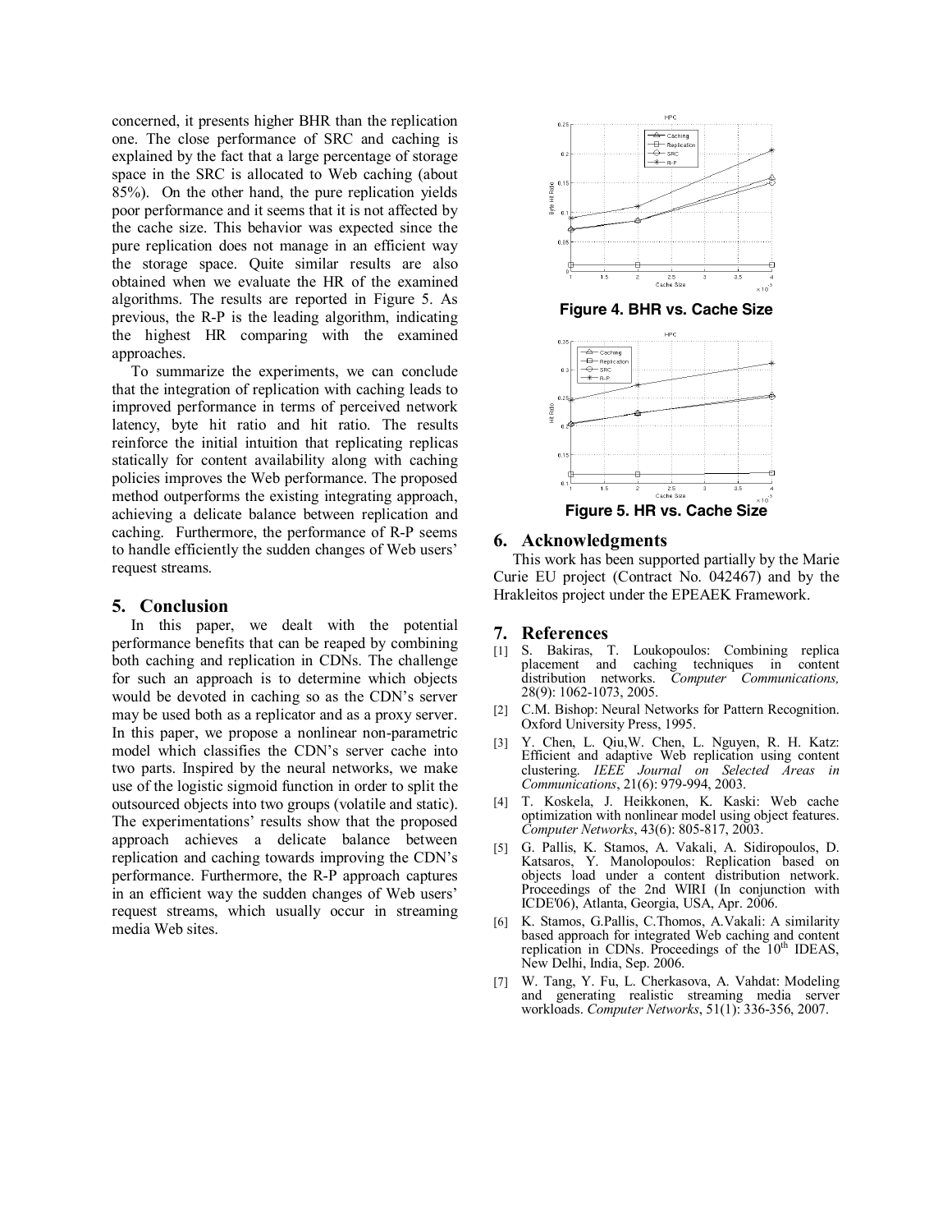concerned, it presents higher BHR than the replication one. The close performance of SRC and caching is explained by the fact that a large percentage of storage space in the SRC is allocated to Web caching (about 85%). On the other hand, the pure replication yields poor performance and it seems that it is not affected by the cache size. This behavior was expected since the pure replication does not manage in an efficient way the storage space. Quite similar results are also obtained when we evaluate the HR of the examined algorithms. The results are reported in Figure 5. As previous, the R-P is the leading algorithm, indicating the highest HR comparing with the examined approaches.

To summarize the experiments, we can conclude that the integration of replication with caching leads to improved performance in terms of perceived network latency, byte hit ratio and hit ratio. The results reinforce the initial intuition that replicating replicas statically for content availability along with caching policies improves the Web performance. The proposed method outperforms the existing integrating approach, achieving a delicate balance between replication and caching. Furthermore, the performance of R-P seems to handle efficiently the sudden changes of Web users' request streams.

## 5. Conclusion

In this paper, we dealt with the potential performance benefits that can be reaped by combining both caching and replication in CDNs. The challenge for such an approach is to determine which objects would be devoted in caching so as the CDN's server may be used both as a replicator and as a proxy server. In this paper, we propose a nonlinear non-parametric model which classifies the CDN's server cache into two parts. Inspired by the neural networks, we make use of the logistic sigmoid function in order to split the outsourced objects into two groups (volatile and static). The experimentations' results show that the proposed approach achieves a delicate balance between replication and caching towards improving the CDN's performance. Furthermore, the R-P approach captures in an efficient way the sudden changes of Web users' request streams, which usually occur in streaming media Web sites.

HPC

Caching
Replication
SRC
R-P

Byte Hit Ratio

Cache Size

**Figure 4. BHR vs. Cache Size**

HPC

Caching
Replication
SRC
R-P

Hit Ratio

Cache Size

**Figure 5. HR vs. Cache Size**

## 6. Acknowledgments

This work has been supported partially by the Marie Curie EU project (Contract No. 042467) and by the Hrakleitos project under the EPEAEK Framework.

## 7. References

[1] S. Bakiras, T. Loukopoulos: Combining replica placement and caching techniques in content distribution networks. *Computer Communications,* 28(9): 1062-1073, 2005.

[2] C.M. Bishop: Neural Networks for Pattern Recognition. Oxford University Press, 1995.

[3] Y. Chen, L. Qiu,W. Chen, L. Nguyen, R. H. Katz: Efficient and adaptive Web replication using content clustering. *IEEE Journal on Selected Areas in Communications*, 21(6): 979-994, 2003.

[4] T. Koskela, J. Heikkonen, K. Kaski: Web cache optimization with nonlinear model using object features. *Computer Networks*, 43(6): 805-817, 2003.

[5] G. Pallis, K. Stamos, A. Vakali, A. Sidiropoulos, D. Katsaros, Y. Manolopoulos: Replication based on objects load under a content distribution network. Proceedings of the 2nd WIRI (In conjunction with ICDE'06), Atlanta, Georgia, USA, Apr. 2006.

[6] K. Stamos, G.Pallis, C.Thomos, A.Vakali: A similarity based approach for integrated Web caching and content replication in CDNs. Proceedings of the 10th IDEAS, New Delhi, India, Sep. 2006.

[7] W. Tang, Y. Fu, L. Cherkasova, A. Vahdat: Modeling and generating realistic streaming media server workloads. *Computer Networks*, 51(1): 336-356, 2007.